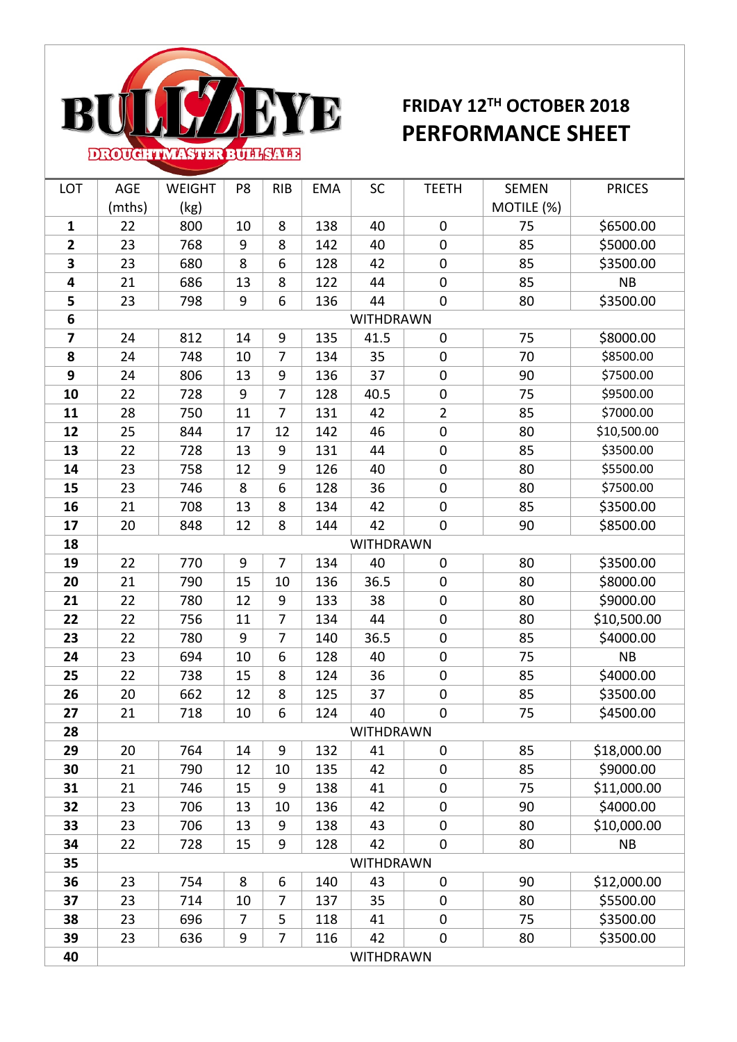# BULLZEYE

DROUGHTMASTER BULL SALE

## FRIDAY 12TH OCTOBER 2018
## PERFORMANCE SHEET

| LOT | AGE (mths) | WEIGHT (kg) | P8 | RIB | EMA | SC | TEETH | SEMEN MOTILE (%) | PRICES |
|---|---|---|---|---|---|---|---|---|---|
| **1** | 22 | 800 | 10 | 8 | 138 | 40 | 0 | 75 | $6500.00 |
| **2** | 23 | 768 | 9 | 8 | 142 | 40 | 0 | 85 | $5000.00 |
| **3** | 23 | 680 | 8 | 6 | 128 | 42 | 0 | 85 | $3500.00 |
| **4** | 21 | 686 | 13 | 8 | 122 | 44 | 0 | 85 | NB |
| **5** | 23 | 798 | 9 | 6 | 136 | 44 | 0 | 80 | $3500.00 |
| **6** | WITHDRAWN | | | | | | | | |
| **7** | 24 | 812 | 14 | 9 | 135 | 41.5 | 0 | 75 | $8000.00 |
| **8** | 24 | 748 | 10 | 7 | 134 | 35 | 0 | 70 | $8500.00 |
| **9** | 24 | 806 | 13 | 9 | 136 | 37 | 0 | 90 | $7500.00 |
| **10** | 22 | 728 | 9 | 7 | 128 | 40.5 | 0 | 75 | $9500.00 |
| **11** | 28 | 750 | 11 | 7 | 131 | 42 | 2 | 85 | $7000.00 |
| **12** | 25 | 844 | 17 | 12 | 142 | 46 | 0 | 80 | $10,500.00 |
| **13** | 22 | 728 | 13 | 9 | 131 | 44 | 0 | 85 | $3500.00 |
| **14** | 23 | 758 | 12 | 9 | 126 | 40 | 0 | 80 | $5500.00 |
| **15** | 23 | 746 | 8 | 6 | 128 | 36 | 0 | 80 | $7500.00 |
| **16** | 21 | 708 | 13 | 8 | 134 | 42 | 0 | 85 | $3500.00 |
| **17** | 20 | 848 | 12 | 8 | 144 | 42 | 0 | 90 | $8500.00 |
| **18** | WITHDRAWN | | | | | | | | |
| **19** | 22 | 770 | 9 | 7 | 134 | 40 | 0 | 80 | $3500.00 |
| **20** | 21 | 790 | 15 | 10 | 136 | 36.5 | 0 | 80 | $8000.00 |
| **21** | 22 | 780 | 12 | 9 | 133 | 38 | 0 | 80 | $9000.00 |
| **22** | 22 | 756 | 11 | 7 | 134 | 44 | 0 | 80 | $10,500.00 |
| **23** | 22 | 780 | 9 | 7 | 140 | 36.5 | 0 | 85 | $4000.00 |
| **24** | 23 | 694 | 10 | 6 | 128 | 40 | 0 | 75 | NB |
| **25** | 22 | 738 | 15 | 8 | 124 | 36 | 0 | 85 | $4000.00 |
| **26** | 20 | 662 | 12 | 8 | 125 | 37 | 0 | 85 | $3500.00 |
| **27** | 21 | 718 | 10 | 6 | 124 | 40 | 0 | 75 | $4500.00 |
| **28** | WITHDRAWN | | | | | | | | |
| **29** | 20 | 764 | 14 | 9 | 132 | 41 | 0 | 85 | $18,000.00 |
| **30** | 21 | 790 | 12 | 10 | 135 | 42 | 0 | 85 | $9000.00 |
| **31** | 21 | 746 | 15 | 9 | 138 | 41 | 0 | 75 | $11,000.00 |
| **32** | 23 | 706 | 13 | 10 | 136 | 42 | 0 | 90 | $4000.00 |
| **33** | 23 | 706 | 13 | 9 | 138 | 43 | 0 | 80 | $10,000.00 |
| **34** | 22 | 728 | 15 | 9 | 128 | 42 | 0 | 80 | NB |
| **35** | WITHDRAWN | | | | | | | | |
| **36** | 23 | 754 | 8 | 6 | 140 | 43 | 0 | 90 | $12,000.00 |
| **37** | 23 | 714 | 10 | 7 | 137 | 35 | 0 | 80 | $5500.00 |
| **38** | 23 | 696 | 7 | 5 | 118 | 41 | 0 | 75 | $3500.00 |
| **39** | 23 | 636 | 9 | 7 | 116 | 42 | 0 | 80 | $3500.00 |
| **40** | WITHDRAWN | | | | | | | | |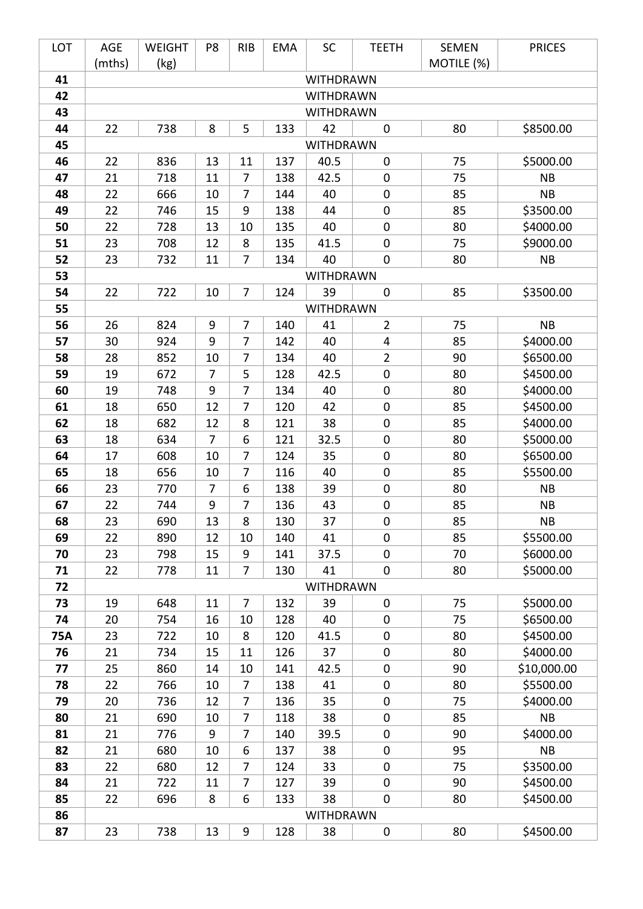| LOT | AGE (mths) | WEIGHT (kg) | P8 | RIB | EMA | SC | TEETH | SEMEN MOTILE (%) | PRICES |
|---|---|---|---|---|---|---|---|---|---|
| **41** | WITHDRAWN | | | | | | | | |
| **42** | WITHDRAWN | | | | | | | | |
| **43** | WITHDRAWN | | | | | | | | |
| **44** | 22 | 738 | 8 | 5 | 133 | 42 | 0 | 80 | $8500.00 |
| **45** | WITHDRAWN | | | | | | | | |
| **46** | 22 | 836 | 13 | 11 | 137 | 40.5 | 0 | 75 | $5000.00 |
| **47** | 21 | 718 | 11 | 7 | 138 | 42.5 | 0 | 75 | NB |
| **48** | 22 | 666 | 10 | 7 | 144 | 40 | 0 | 85 | NB |
| **49** | 22 | 746 | 15 | 9 | 138 | 44 | 0 | 85 | $3500.00 |
| **50** | 22 | 728 | 13 | 10 | 135 | 40 | 0 | 80 | $4000.00 |
| **51** | 23 | 708 | 12 | 8 | 135 | 41.5 | 0 | 75 | $9000.00 |
| **52** | 23 | 732 | 11 | 7 | 134 | 40 | 0 | 80 | NB |
| **53** | WITHDRAWN | | | | | | | | |
| **54** | 22 | 722 | 10 | 7 | 124 | 39 | 0 | 85 | $3500.00 |
| **55** | WITHDRAWN | | | | | | | | |
| **56** | 26 | 824 | 9 | 7 | 140 | 41 | 2 | 75 | NB |
| **57** | 30 | 924 | 9 | 7 | 142 | 40 | 4 | 85 | $4000.00 |
| **58** | 28 | 852 | 10 | 7 | 134 | 40 | 2 | 90 | $6500.00 |
| **59** | 19 | 672 | 7 | 5 | 128 | 42.5 | 0 | 80 | $4500.00 |
| **60** | 19 | 748 | 9 | 7 | 134 | 40 | 0 | 80 | $4000.00 |
| **61** | 18 | 650 | 12 | 7 | 120 | 42 | 0 | 85 | $4500.00 |
| **62** | 18 | 682 | 12 | 8 | 121 | 38 | 0 | 85 | $4000.00 |
| **63** | 18 | 634 | 7 | 6 | 121 | 32.5 | 0 | 80 | $5000.00 |
| **64** | 17 | 608 | 10 | 7 | 124 | 35 | 0 | 80 | $6500.00 |
| **65** | 18 | 656 | 10 | 7 | 116 | 40 | 0 | 85 | $5500.00 |
| **66** | 23 | 770 | 7 | 6 | 138 | 39 | 0 | 80 | NB |
| **67** | 22 | 744 | 9 | 7 | 136 | 43 | 0 | 85 | NB |
| **68** | 23 | 690 | 13 | 8 | 130 | 37 | 0 | 85 | NB |
| **69** | 22 | 890 | 12 | 10 | 140 | 41 | 0 | 85 | $5500.00 |
| **70** | 23 | 798 | 15 | 9 | 141 | 37.5 | 0 | 70 | $6000.00 |
| **71** | 22 | 778 | 11 | 7 | 130 | 41 | 0 | 80 | $5000.00 |
| **72** | WITHDRAWN | | | | | | | | |
| **73** | 19 | 648 | 11 | 7 | 132 | 39 | 0 | 75 | $5000.00 |
| **74** | 20 | 754 | 16 | 10 | 128 | 40 | 0 | 75 | $6500.00 |
| **75A** | 23 | 722 | 10 | 8 | 120 | 41.5 | 0 | 80 | $4500.00 |
| **76** | 21 | 734 | 15 | 11 | 126 | 37 | 0 | 80 | $4000.00 |
| **77** | 25 | 860 | 14 | 10 | 141 | 42.5 | 0 | 90 | $10,000.00 |
| **78** | 22 | 766 | 10 | 7 | 138 | 41 | 0 | 80 | $5500.00 |
| **79** | 20 | 736 | 12 | 7 | 136 | 35 | 0 | 75 | $4000.00 |
| **80** | 21 | 690 | 10 | 7 | 118 | 38 | 0 | 85 | NB |
| **81** | 21 | 776 | 9 | 7 | 140 | 39.5 | 0 | 90 | $4000.00 |
| **82** | 21 | 680 | 10 | 6 | 137 | 38 | 0 | 95 | NB |
| **83** | 22 | 680 | 12 | 7 | 124 | 33 | 0 | 75 | $3500.00 |
| **84** | 21 | 722 | 11 | 7 | 127 | 39 | 0 | 90 | $4500.00 |
| **85** | 22 | 696 | 8 | 6 | 133 | 38 | 0 | 80 | $4500.00 |
| **86** | WITHDRAWN | | | | | | | | |
| **87** | 23 | 738 | 13 | 9 | 128 | 38 | 0 | 80 | $4500.00 |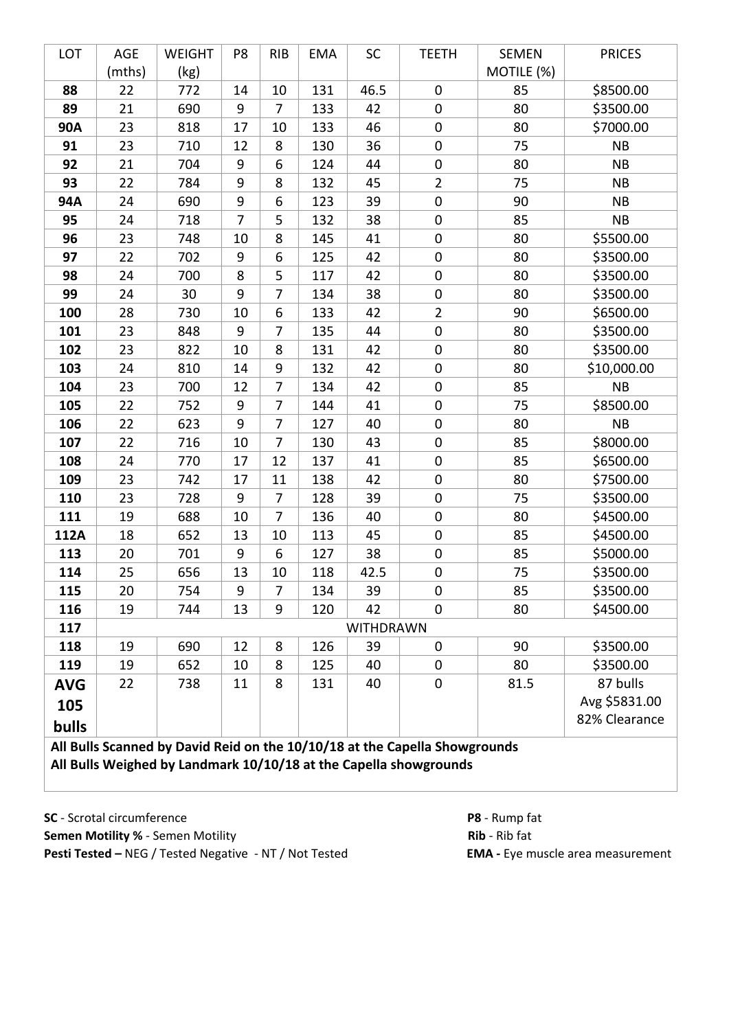| LOT | AGE (mths) | WEIGHT (kg) | P8 | RIB | EMA | SC | TEETH | SEMEN MOTILE (%) | PRICES |
|---|---|---|---|---|---|---|---|---|---|
| **88** | 22 | 772 | 14 | 10 | 131 | 46.5 | 0 | 85 | $8500.00 |
| **89** | 21 | 690 | 9 | 7 | 133 | 42 | 0 | 80 | $3500.00 |
| **90A** | 23 | 818 | 17 | 10 | 133 | 46 | 0 | 80 | $7000.00 |
| **91** | 23 | 710 | 12 | 8 | 130 | 36 | 0 | 75 | NB |
| **92** | 21 | 704 | 9 | 6 | 124 | 44 | 0 | 80 | NB |
| **93** | 22 | 784 | 9 | 8 | 132 | 45 | 2 | 75 | NB |
| **94A** | 24 | 690 | 9 | 6 | 123 | 39 | 0 | 90 | NB |
| **95** | 24 | 718 | 7 | 5 | 132 | 38 | 0 | 85 | NB |
| **96** | 23 | 748 | 10 | 8 | 145 | 41 | 0 | 80 | $5500.00 |
| **97** | 22 | 702 | 9 | 6 | 125 | 42 | 0 | 80 | $3500.00 |
| **98** | 24 | 700 | 8 | 5 | 117 | 42 | 0 | 80 | $3500.00 |
| **99** | 24 | 30 | 9 | 7 | 134 | 38 | 0 | 80 | $3500.00 |
| **100** | 28 | 730 | 10 | 6 | 133 | 42 | 2 | 90 | $6500.00 |
| **101** | 23 | 848 | 9 | 7 | 135 | 44 | 0 | 80 | $3500.00 |
| **102** | 23 | 822 | 10 | 8 | 131 | 42 | 0 | 80 | $3500.00 |
| **103** | 24 | 810 | 14 | 9 | 132 | 42 | 0 | 80 | $10,000.00 |
| **104** | 23 | 700 | 12 | 7 | 134 | 42 | 0 | 85 | NB |
| **105** | 22 | 752 | 9 | 7 | 144 | 41 | 0 | 75 | $8500.00 |
| **106** | 22 | 623 | 9 | 7 | 127 | 40 | 0 | 80 | NB |
| **107** | 22 | 716 | 10 | 7 | 130 | 43 | 0 | 85 | $8000.00 |
| **108** | 24 | 770 | 17 | 12 | 137 | 41 | 0 | 85 | $6500.00 |
| **109** | 23 | 742 | 17 | 11 | 138 | 42 | 0 | 80 | $7500.00 |
| **110** | 23 | 728 | 9 | 7 | 128 | 39 | 0 | 75 | $3500.00 |
| **111** | 19 | 688 | 10 | 7 | 136 | 40 | 0 | 80 | $4500.00 |
| **112A** | 18 | 652 | 13 | 10 | 113 | 45 | 0 | 85 | $4500.00 |
| **113** | 20 | 701 | 9 | 6 | 127 | 38 | 0 | 85 | $5000.00 |
| **114** | 25 | 656 | 13 | 10 | 118 | 42.5 | 0 | 75 | $3500.00 |
| **115** | 20 | 754 | 9 | 7 | 134 | 39 | 0 | 85 | $3500.00 |
| **116** | 19 | 744 | 13 | 9 | 120 | 42 | 0 | 80 | $4500.00 |
| **117** | WITHDRAWN | | | | | | | | |
| **118** | 19 | 690 | 12 | 8 | 126 | 39 | 0 | 90 | $3500.00 |
| **119** | 19 | 652 | 10 | 8 | 125 | 40 | 0 | 80 | $3500.00 |
| **AVG 105 bulls** | 22 | 738 | 11 | 8 | 131 | 40 | 0 | 81.5 | 87 bulls Avg $5831.00 82% Clearance |

**All Bulls Scanned by David Reid on the 10/10/18 at the Capella Showgrounds**
**All Bulls Weighed by Landmark 10/10/18 at the Capella showgrounds**

**SC** - Scrotal circumference
**Semen Motility %** - Semen Motility
**Pesti Tested –** NEG / Tested Negative - NT / Not Tested

**P8** - Rump fat
**Rib** - Rib fat
**EMA -** Eye muscle area measurement